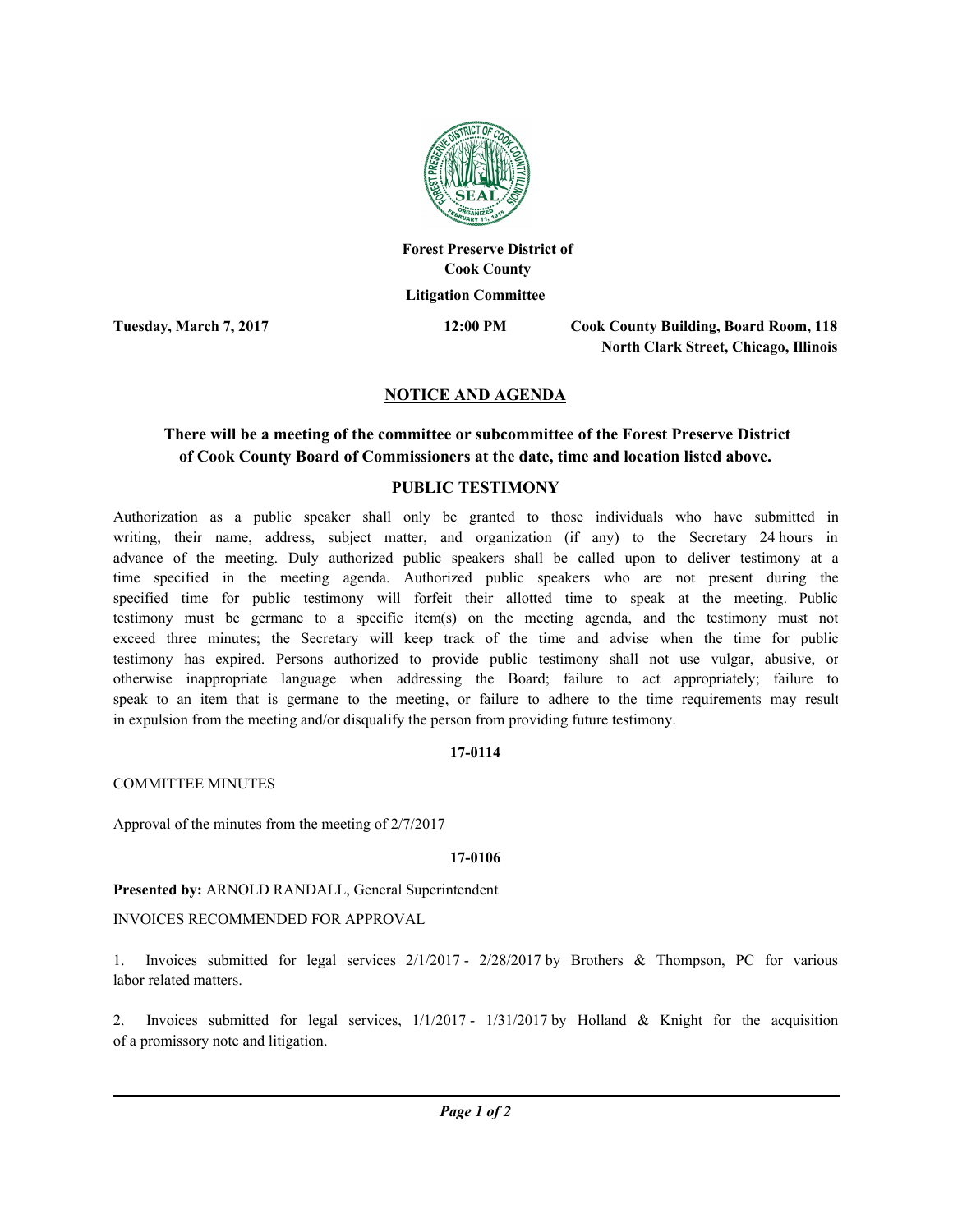**Forest Preserve District of Cook County**

**Litigation Committee**

**Tuesday, March 7, 2017** **12:00 PM** **Cook County Building, Board Room, 118 North Clark Street, Chicago, Illinois**

## NOTICE AND AGENDA

### There will be a meeting of the committee or subcommittee of the Forest Preserve District of Cook County Board of Commissioners at the date, time and location listed above.

### PUBLIC TESTIMONY

Authorization as a public speaker shall only be granted to those individuals who have submitted in writing, their name, address, subject matter, and organization (if any) to the Secretary 24 hours in advance of the meeting. Duly authorized public speakers shall be called upon to deliver testimony at a time specified in the meeting agenda. Authorized public speakers who are not present during the specified time for public testimony will forfeit their allotted time to speak at the meeting. Public testimony must be germane to a specific item(s) on the meeting agenda, and the testimony must not exceed three minutes; the Secretary will keep track of the time and advise when the time for public testimony has expired. Persons authorized to provide public testimony shall not use vulgar, abusive, or otherwise inappropriate language when addressing the Board; failure to act appropriately; failure to speak to an item that is germane to the meeting, or failure to adhere to the time requirements may result in expulsion from the meeting and/or disqualify the person from providing future testimony.

**17-0114**

COMMITTEE MINUTES

Approval of the minutes from the meeting of 2/7/2017

**17-0106**

**Presented by:** ARNOLD RANDALL, General Superintendent

INVOICES RECOMMENDED FOR APPROVAL

1. Invoices submitted for legal services 2/1/2017 - 2/28/2017 by Brothers & Thompson, PC for various labor related matters.

2. Invoices submitted for legal services, 1/1/2017 - 1/31/2017 by Holland & Knight for the acquisition of a promissory note and litigation.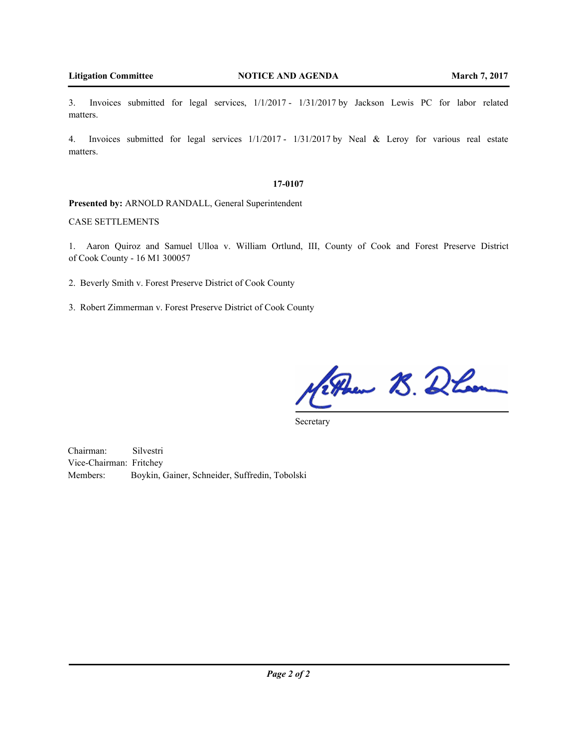3. Invoices submitted for legal services, 1/1/2017 - 1/31/2017 by Jackson Lewis PC for labor related matters.

4. Invoices submitted for legal services 1/1/2017 - 1/31/2017 by Neal & Leroy for various real estate matters.

**17-0107**

**Presented by:** ARNOLD RANDALL, General Superintendent

CASE SETTLEMENTS

1. Aaron Quiroz and Samuel Ulloa v. William Ortlund, III, County of Cook and Forest Preserve District of Cook County - 16 M1 300057

2. Beverly Smith v. Forest Preserve District of Cook County

3. Robert Zimmerman v. Forest Preserve District of Cook County

Secretary

Chairman: Silvestri
Vice-Chairman: Fritchey
Members: Boykin, Gainer, Schneider, Suffredin, Tobolski